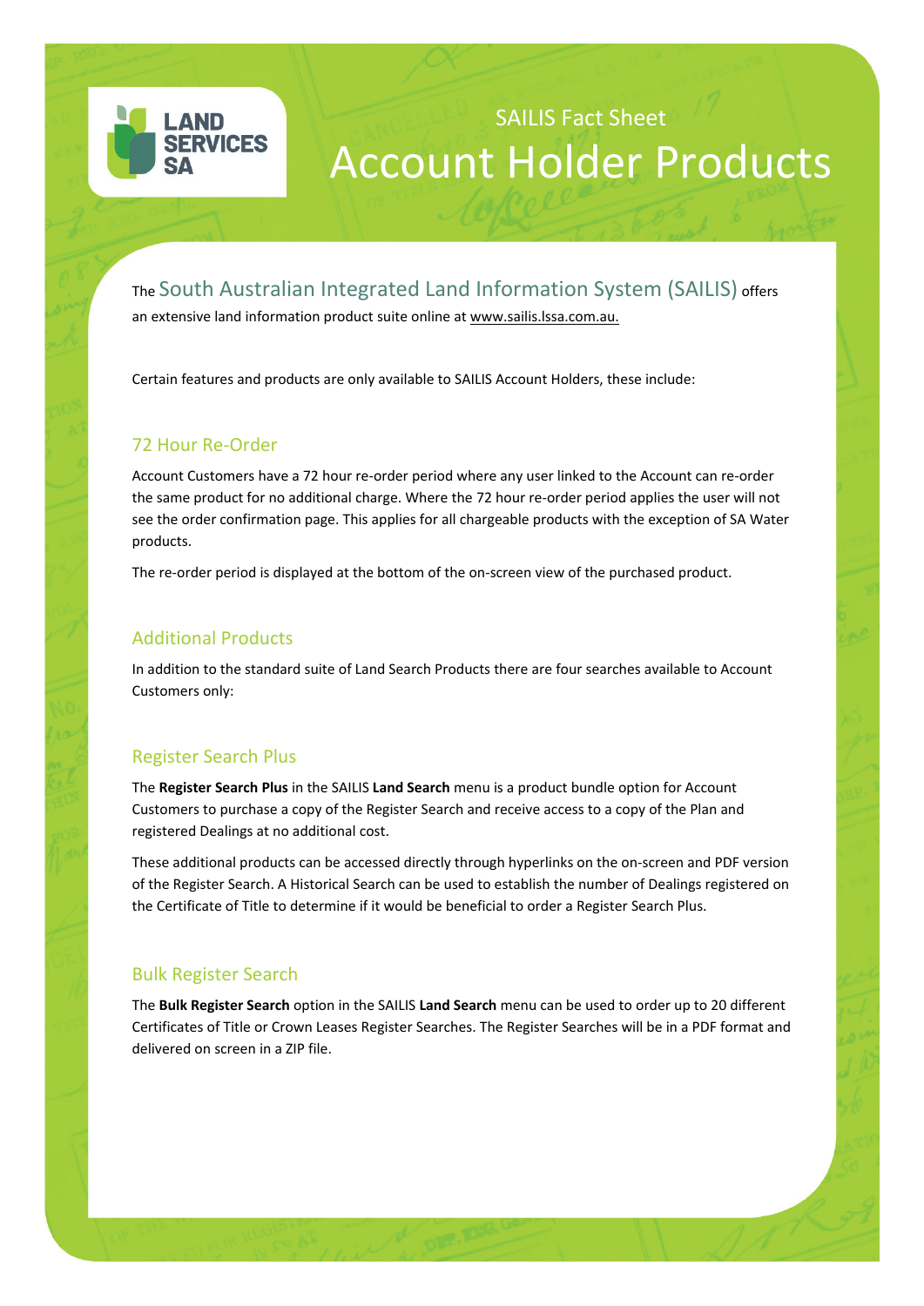LAND SERVICES SA

SAILIS Fact Sheet

# Account Holder Products

The South Australian Integrated Land Information System (SAILIS) offers an extensive land information product suite online at www.sailis.lssa.com.au.

Certain features and products are only available to SAILIS Account Holders, these include:

## 72 Hour Re-Order

Account Customers have a 72 hour re-order period where any user linked to the Account can re-order the same product for no additional charge. Where the 72 hour re-order period applies the user will not see the order confirmation page. This applies for all chargeable products with the exception of SA Water products.

The re-order period is displayed at the bottom of the on-screen view of the purchased product.

## Additional Products

In addition to the standard suite of Land Search Products there are four searches available to Account Customers only:

## Register Search Plus

The **Register Search Plus** in the SAILIS **Land Search** menu is a product bundle option for Account Customers to purchase a copy of the Register Search and receive access to a copy of the Plan and registered Dealings at no additional cost.

These additional products can be accessed directly through hyperlinks on the on-screen and PDF version of the Register Search. A Historical Search can be used to establish the number of Dealings registered on the Certificate of Title to determine if it would be beneficial to order a Register Search Plus.

## Bulk Register Search

The **Bulk Register Search** option in the SAILIS **Land Search** menu can be used to order up to 20 different Certificates of Title or Crown Leases Register Searches. The Register Searches will be in a PDF format and delivered on screen in a ZIP file.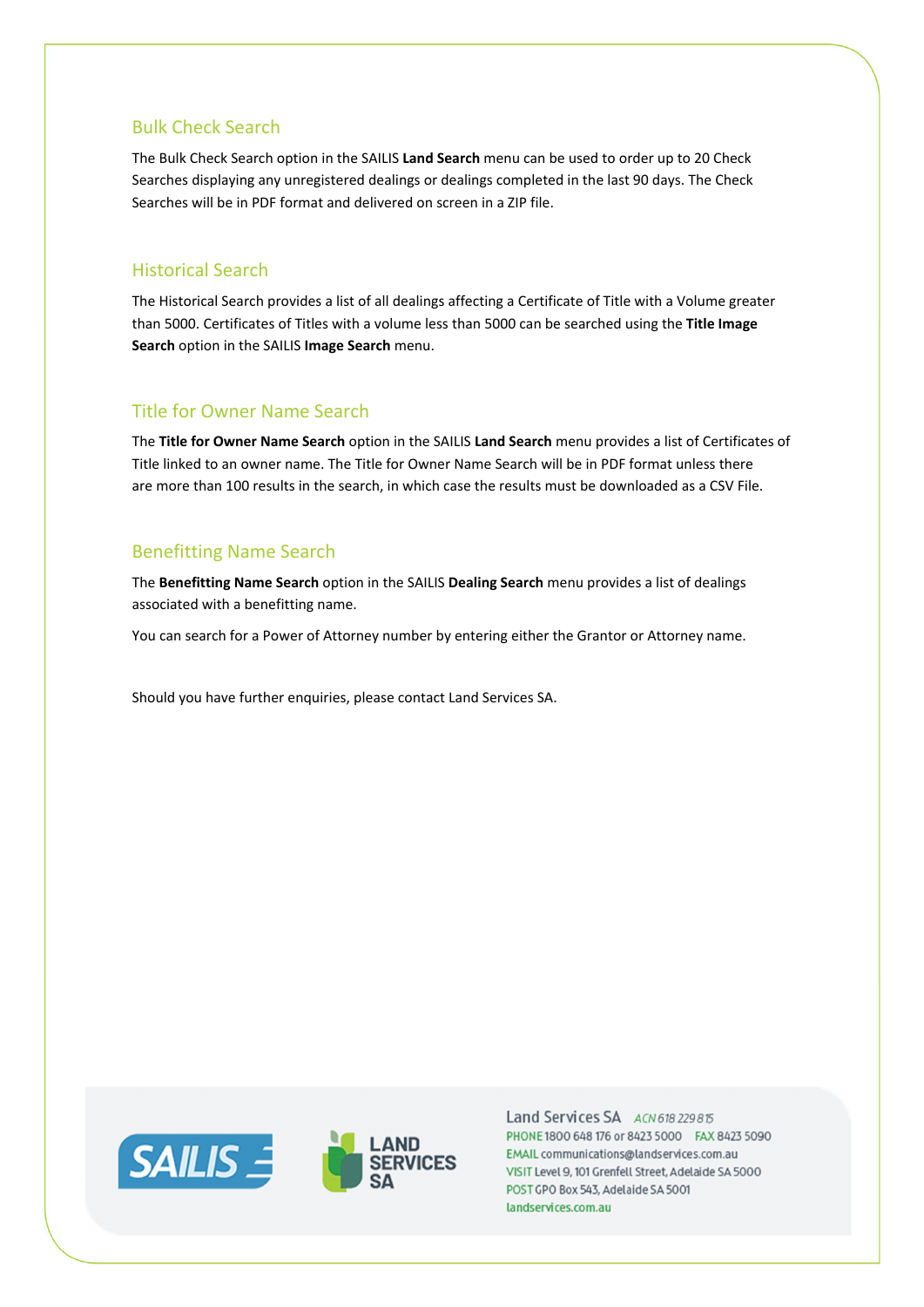## Bulk Check Search

The Bulk Check Search option in the SAILIS **Land Search** menu can be used to order up to 20 Check Searches displaying any unregistered dealings or dealings completed in the last 90 days. The Check Searches will be in PDF format and delivered on screen in a ZIP file.

## Historical Search

The Historical Search provides a list of all dealings affecting a Certificate of Title with a Volume greater than 5000. Certificates of Titles with a volume less than 5000 can be searched using the **Title Image Search** option in the SAILIS **Image Search** menu.

## Title for Owner Name Search

The **Title for Owner Name Search** option in the SAILIS **Land Search** menu provides a list of Certificates of Title linked to an owner name. The Title for Owner Name Search will be in PDF format unless there are more than 100 results in the search, in which case the results must be downloaded as a CSV File.

## Benefitting Name Search

The **Benefitting Name Search** option in the SAILIS **Dealing Search** menu provides a list of dealings associated with a benefitting name.

You can search for a Power of Attorney number by entering either the Grantor or Attorney name.

Should you have further enquiries, please contact Land Services SA.

SAILIS

LAND SERVICES SA

Land Services SA ACN 618 229 815

PHONE 1800 648 176 or 8423 5000 FAX 8423 5090

EMAIL communications@landservices.com.au

VISIT Level 9, 101 Grenfell Street, Adelaide SA 5000

POST GPO Box 543, Adelaide SA 5001

landservices.com.au